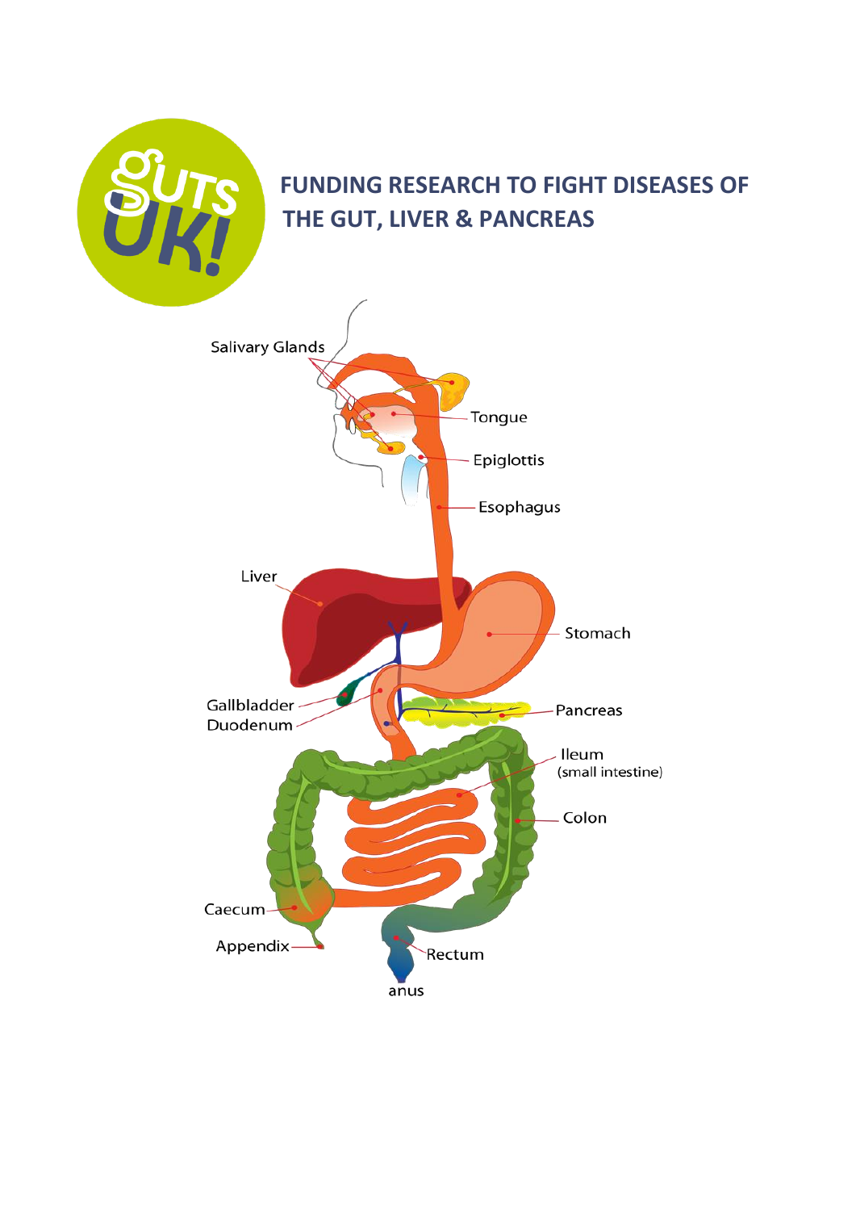# FUNDING RESEARCH TO FIGHT DISEASES OF THE GUT, LIVER & PANCREAS

Salivary Glands

Tongue

Epiglottis

Esophagus

Liver

Stomach

Gallbladder

Duodenum

Pancreas

Ileum
(small intestine)

Colon

Caecum

Appendix

Rectum

anus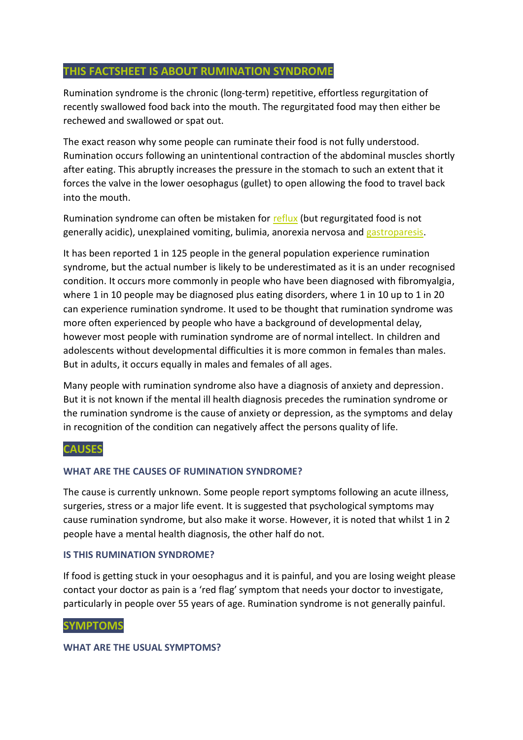## THIS FACTSHEET IS ABOUT RUMINATION SYNDROME

Rumination syndrome is the chronic (long-term) repetitive, effortless regurgitation of recently swallowed food back into the mouth. The regurgitated food may then either be rechewed and swallowed or spat out.

The exact reason why some people can ruminate their food is not fully understood. Rumination occurs following an unintentional contraction of the abdominal muscles shortly after eating. This abruptly increases the pressure in the stomach to such an extent that it forces the valve in the lower oesophagus (gullet) to open allowing the food to travel back into the mouth.

Rumination syndrome can often be mistaken for reflux (but regurgitated food is not generally acidic), unexplained vomiting, bulimia, anorexia nervosa and gastroparesis.

It has been reported 1 in 125 people in the general population experience rumination syndrome, but the actual number is likely to be underestimated as it is an under recognised condition. It occurs more commonly in people who have been diagnosed with fibromyalgia, where 1 in 10 people may be diagnosed plus eating disorders, where 1 in 10 up to 1 in 20 can experience rumination syndrome. It used to be thought that rumination syndrome was more often experienced by people who have a background of developmental delay, however most people with rumination syndrome are of normal intellect. In children and adolescents without developmental difficulties it is more common in females than males. But in adults, it occurs equally in males and females of all ages.

Many people with rumination syndrome also have a diagnosis of anxiety and depression. But it is not known if the mental ill health diagnosis precedes the rumination syndrome or the rumination syndrome is the cause of anxiety or depression, as the symptoms and delay in recognition of the condition can negatively affect the persons quality of life.

## CAUSES

### WHAT ARE THE CAUSES OF RUMINATION SYNDROME?

The cause is currently unknown. Some people report symptoms following an acute illness, surgeries, stress or a major life event. It is suggested that psychological symptoms may cause rumination syndrome, but also make it worse. However, it is noted that whilst 1 in 2 people have a mental health diagnosis, the other half do not.

### IS THIS RUMINATION SYNDROME?

If food is getting stuck in your oesophagus and it is painful, and you are losing weight please contact your doctor as pain is a 'red flag' symptom that needs your doctor to investigate, particularly in people over 55 years of age. Rumination syndrome is not generally painful.

## SYMPTOMS

### WHAT ARE THE USUAL SYMPTOMS?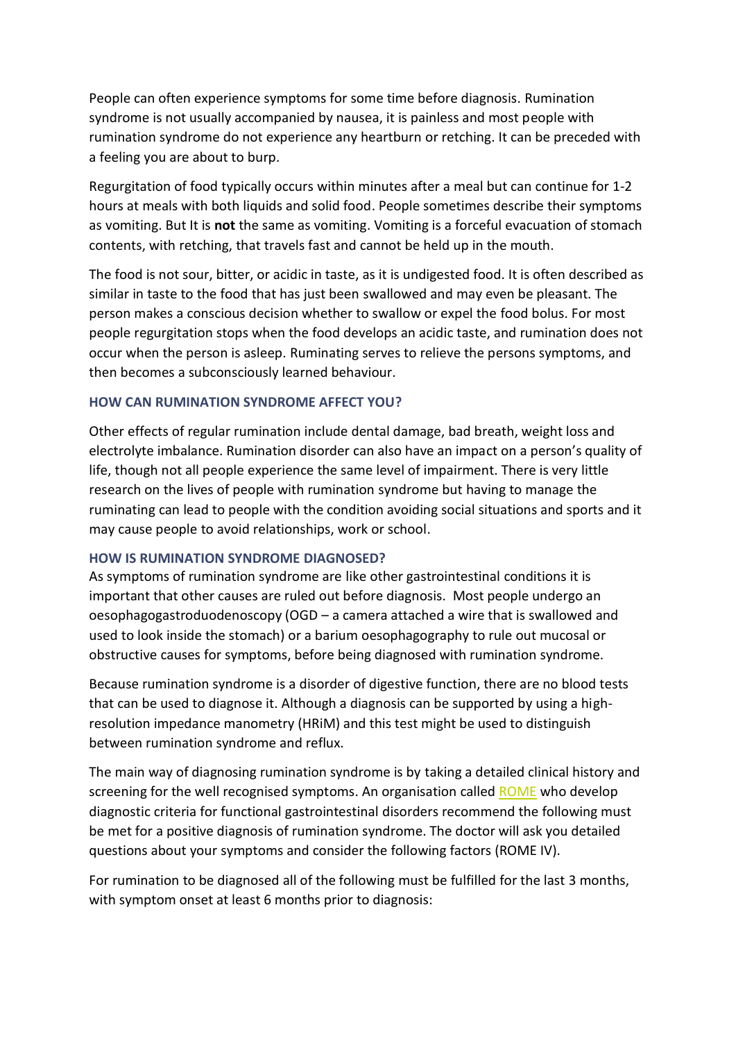People can often experience symptoms for some time before diagnosis. Rumination syndrome is not usually accompanied by nausea, it is painless and most people with rumination syndrome do not experience any heartburn or retching. It can be preceded with a feeling you are about to burp.

Regurgitation of food typically occurs within minutes after a meal but can continue for 1-2 hours at meals with both liquids and solid food. People sometimes describe their symptoms as vomiting. But It is **not** the same as vomiting. Vomiting is a forceful evacuation of stomach contents, with retching, that travels fast and cannot be held up in the mouth.

The food is not sour, bitter, or acidic in taste, as it is undigested food. It is often described as similar in taste to the food that has just been swallowed and may even be pleasant. The person makes a conscious decision whether to swallow or expel the food bolus. For most people regurgitation stops when the food develops an acidic taste, and rumination does not occur when the person is asleep. Ruminating serves to relieve the persons symptoms, and then becomes a subconsciously learned behaviour.

### HOW CAN RUMINATION SYNDROME AFFECT YOU?

Other effects of regular rumination include dental damage, bad breath, weight loss and electrolyte imbalance. Rumination disorder can also have an impact on a person's quality of life, though not all people experience the same level of impairment. There is very little research on the lives of people with rumination syndrome but having to manage the ruminating can lead to people with the condition avoiding social situations and sports and it may cause people to avoid relationships, work or school.

### HOW IS RUMINATION SYNDROME DIAGNOSED?

As symptoms of rumination syndrome are like other gastrointestinal conditions it is important that other causes are ruled out before diagnosis. Most people undergo an oesophagogastroduodenoscopy (OGD – a camera attached a wire that is swallowed and used to look inside the stomach) or a barium oesophagography to rule out mucosal or obstructive causes for symptoms, before being diagnosed with rumination syndrome.

Because rumination syndrome is a disorder of digestive function, there are no blood tests that can be used to diagnose it. Although a diagnosis can be supported by using a high-resolution impedance manometry (HRiM) and this test might be used to distinguish between rumination syndrome and reflux.

The main way of diagnosing rumination syndrome is by taking a detailed clinical history and screening for the well recognised symptoms. An organisation called ROME who develop diagnostic criteria for functional gastrointestinal disorders recommend the following must be met for a positive diagnosis of rumination syndrome. The doctor will ask you detailed questions about your symptoms and consider the following factors (ROME IV).

For rumination to be diagnosed all of the following must be fulfilled for the last 3 months, with symptom onset at least 6 months prior to diagnosis: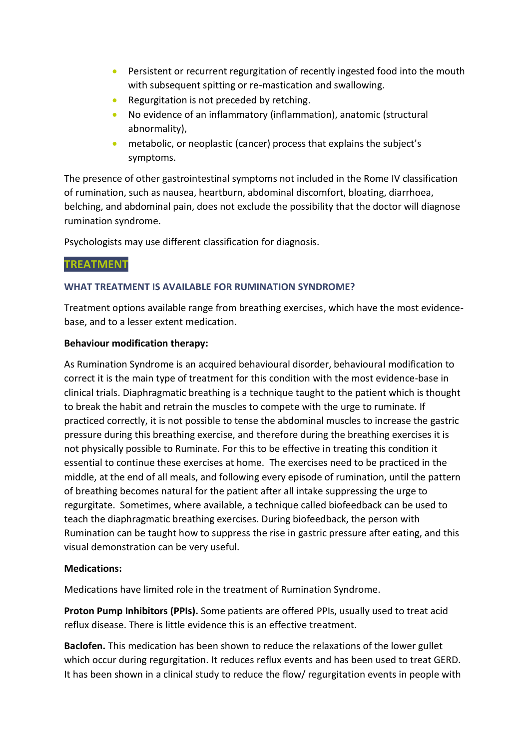- Persistent or recurrent regurgitation of recently ingested food into the mouth with subsequent spitting or re-mastication and swallowing.
- Regurgitation is not preceded by retching.
- No evidence of an inflammatory (inflammation), anatomic (structural abnormality),
- metabolic, or neoplastic (cancer) process that explains the subject's symptoms.

The presence of other gastrointestinal symptoms not included in the Rome IV classification of rumination, such as nausea, heartburn, abdominal discomfort, bloating, diarrhoea, belching, and abdominal pain, does not exclude the possibility that the doctor will diagnose rumination syndrome.

Psychologists may use different classification for diagnosis.

## TREATMENT

### WHAT TREATMENT IS AVAILABLE FOR RUMINATION SYNDROME?

Treatment options available range from breathing exercises, which have the most evidence-base, and to a lesser extent medication.

**Behaviour modification therapy:**

As Rumination Syndrome is an acquired behavioural disorder, behavioural modification to correct it is the main type of treatment for this condition with the most evidence-base in clinical trials. Diaphragmatic breathing is a technique taught to the patient which is thought to break the habit and retrain the muscles to compete with the urge to ruminate. If practiced correctly, it is not possible to tense the abdominal muscles to increase the gastric pressure during this breathing exercise, and therefore during the breathing exercises it is not physically possible to Ruminate. For this to be effective in treating this condition it essential to continue these exercises at home. The exercises need to be practiced in the middle, at the end of all meals, and following every episode of rumination, until the pattern of breathing becomes natural for the patient after all intake suppressing the urge to regurgitate. Sometimes, where available, a technique called biofeedback can be used to teach the diaphragmatic breathing exercises. During biofeedback, the person with Rumination can be taught how to suppress the rise in gastric pressure after eating, and this visual demonstration can be very useful.

**Medications:**

Medications have limited role in the treatment of Rumination Syndrome.

**Proton Pump Inhibitors (PPIs).** Some patients are offered PPIs, usually used to treat acid reflux disease. There is little evidence this is an effective treatment.

**Baclofen.** This medication has been shown to reduce the relaxations of the lower gullet which occur during regurgitation. It reduces reflux events and has been used to treat GERD. It has been shown in a clinical study to reduce the flow/ regurgitation events in people with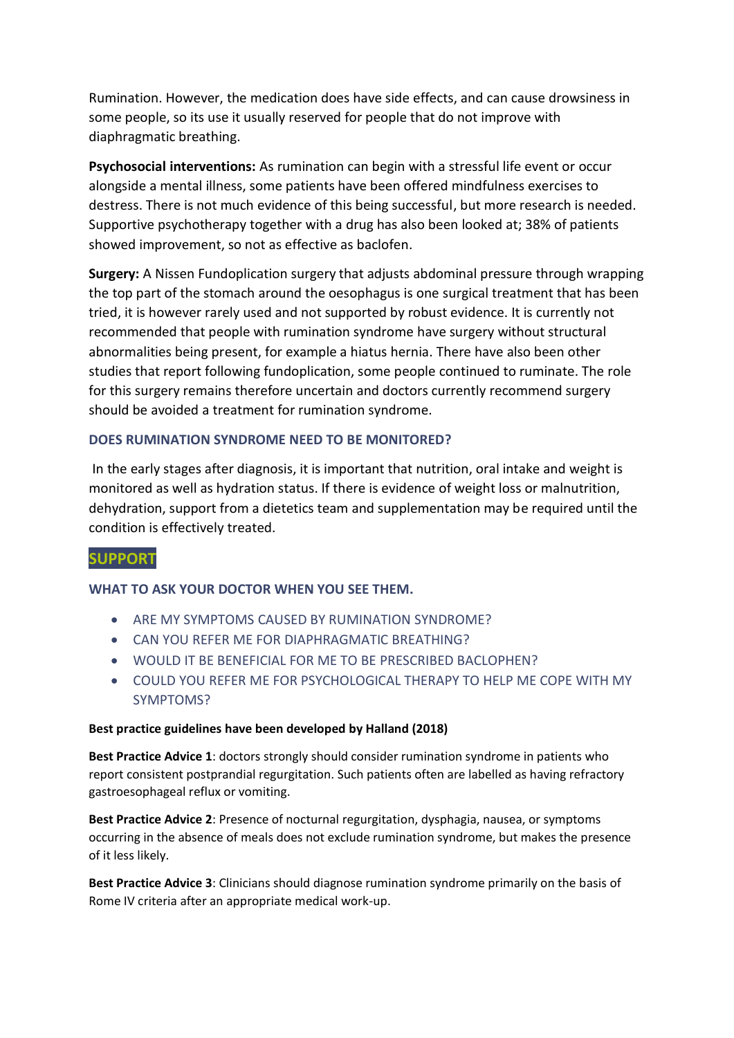Rumination. However, the medication does have side effects, and can cause drowsiness in some people, so its use it usually reserved for people that do not improve with diaphragmatic breathing.

**Psychosocial interventions:** As rumination can begin with a stressful life event or occur alongside a mental illness, some patients have been offered mindfulness exercises to destress. There is not much evidence of this being successful, but more research is needed. Supportive psychotherapy together with a drug has also been looked at; 38% of patients showed improvement, so not as effective as baclofen.

**Surgery:** A Nissen Fundoplication surgery that adjusts abdominal pressure through wrapping the top part of the stomach around the oesophagus is one surgical treatment that has been tried, it is however rarely used and not supported by robust evidence. It is currently not recommended that people with rumination syndrome have surgery without structural abnormalities being present, for example a hiatus hernia. There have also been other studies that report following fundoplication, some people continued to ruminate. The role for this surgery remains therefore uncertain and doctors currently recommend surgery should be avoided a treatment for rumination syndrome.

### DOES RUMINATION SYNDROME NEED TO BE MONITORED?

In the early stages after diagnosis, it is important that nutrition, oral intake and weight is monitored as well as hydration status. If there is evidence of weight loss or malnutrition, dehydration, support from a dietetics team and supplementation may be required until the condition is effectively treated.

## SUPPORT

### WHAT TO ASK YOUR DOCTOR WHEN YOU SEE THEM.

- ARE MY SYMPTOMS CAUSED BY RUMINATION SYNDROME?
- CAN YOU REFER ME FOR DIAPHRAGMATIC BREATHING?
- WOULD IT BE BENEFICIAL FOR ME TO BE PRESCRIBED BACLOPHEN?
- COULD YOU REFER ME FOR PSYCHOLOGICAL THERAPY TO HELP ME COPE WITH MY SYMPTOMS?

**Best practice guidelines have been developed by Halland (2018)**

**Best Practice Advice 1**: doctors strongly should consider rumination syndrome in patients who report consistent postprandial regurgitation. Such patients often are labelled as having refractory gastroesophageal reflux or vomiting.

**Best Practice Advice 2**: Presence of nocturnal regurgitation, dysphagia, nausea, or symptoms occurring in the absence of meals does not exclude rumination syndrome, but makes the presence of it less likely.

**Best Practice Advice 3**: Clinicians should diagnose rumination syndrome primarily on the basis of Rome IV criteria after an appropriate medical work-up.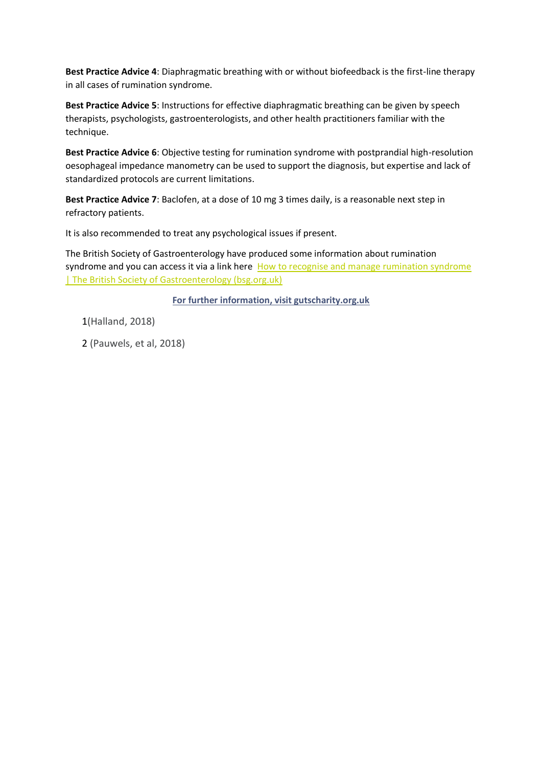**Best Practice Advice 4**: Diaphragmatic breathing with or without biofeedback is the first-line therapy in all cases of rumination syndrome.

**Best Practice Advice 5**: Instructions for effective diaphragmatic breathing can be given by speech therapists, psychologists, gastroenterologists, and other health practitioners familiar with the technique.

**Best Practice Advice 6**: Objective testing for rumination syndrome with postprandial high-resolution oesophageal impedance manometry can be used to support the diagnosis, but expertise and lack of standardized protocols are current limitations.

**Best Practice Advice 7**: Baclofen, at a dose of 10 mg 3 times daily, is a reasonable next step in refractory patients.

It is also recommended to treat any psychological issues if present.

The British Society of Gastroenterology have produced some information about rumination syndrome and you can access it via a link here [How to recognise and manage rumination syndrome | The British Society of Gastroenterology (bsg.org.uk)]

**For further information, visit gutscharity.org.uk**

1(Halland, 2018)

2 (Pauwels, et al, 2018)